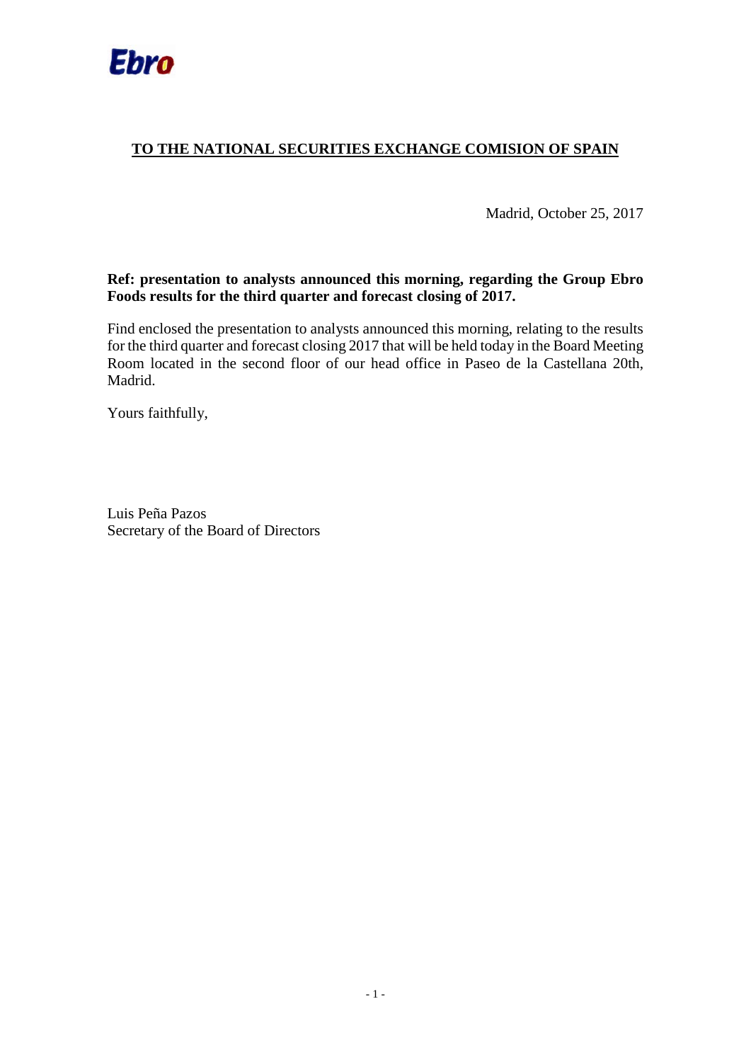Ebro

## TO THE NATIONAL SECURITIES EXCHANGE COMISION OF SPAIN

Madrid, October 25, 2017

**Ref: presentation to analysts announced this morning, regarding the Group Ebro Foods results for the third quarter and forecast closing of 2017.**

Find enclosed the presentation to analysts announced this morning, relating to the results for the third quarter and forecast closing 2017 that will be held today in the Board Meeting Room located in the second floor of our head office in Paseo de la Castellana 20th, Madrid.

Yours faithfully,

Luis Peña Pazos
Secretary of the Board of Directors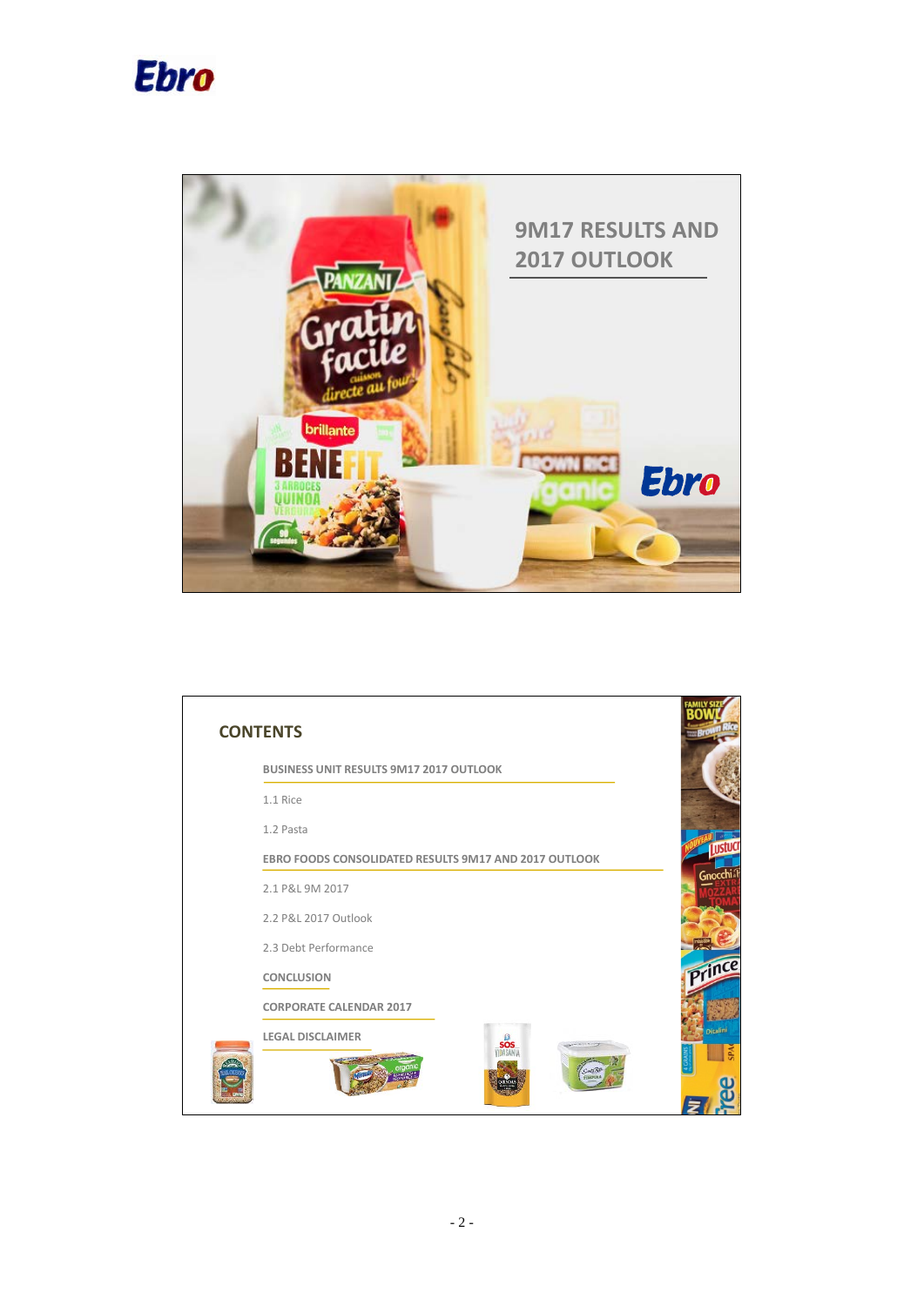# 9M17 RESULTS AND 2017 OUTLOOK

## CONTENTS

**BUSINESS UNIT RESULTS 9M17 2017 OUTLOOK**

1.1 Rice

1.2 Pasta

**EBRO FOODS CONSOLIDATED RESULTS 9M17 AND 2017 OUTLOOK**

2.1 P&L 9M 2017

2.2 P&L 2017 Outlook

2.3 Debt Performance

**CONCLUSION**

**CORPORATE CALENDAR 2017**

**LEGAL DISCLAIMER**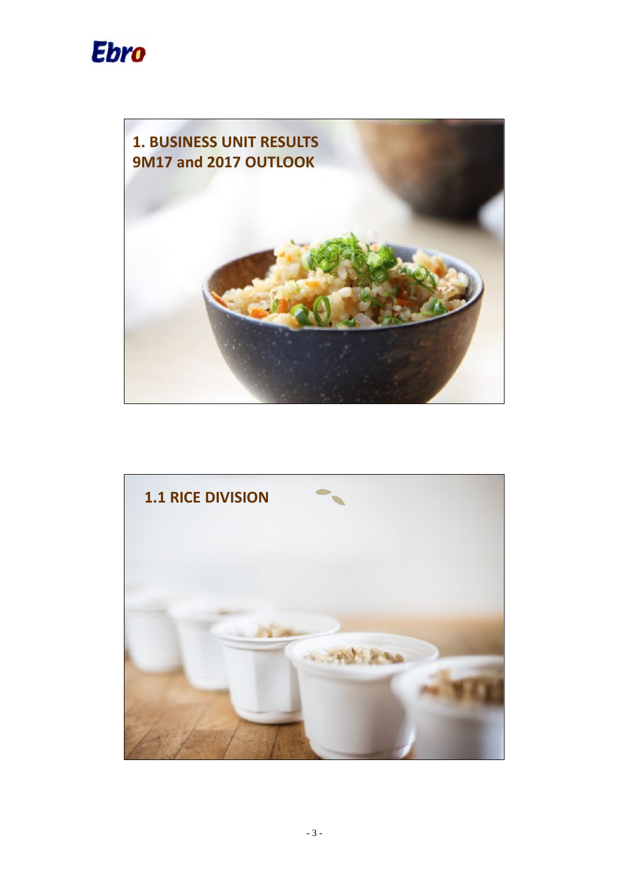# 1. BUSINESS UNIT RESULTS 9M17 and 2017 OUTLOOK

## 1.1 RICE DIVISION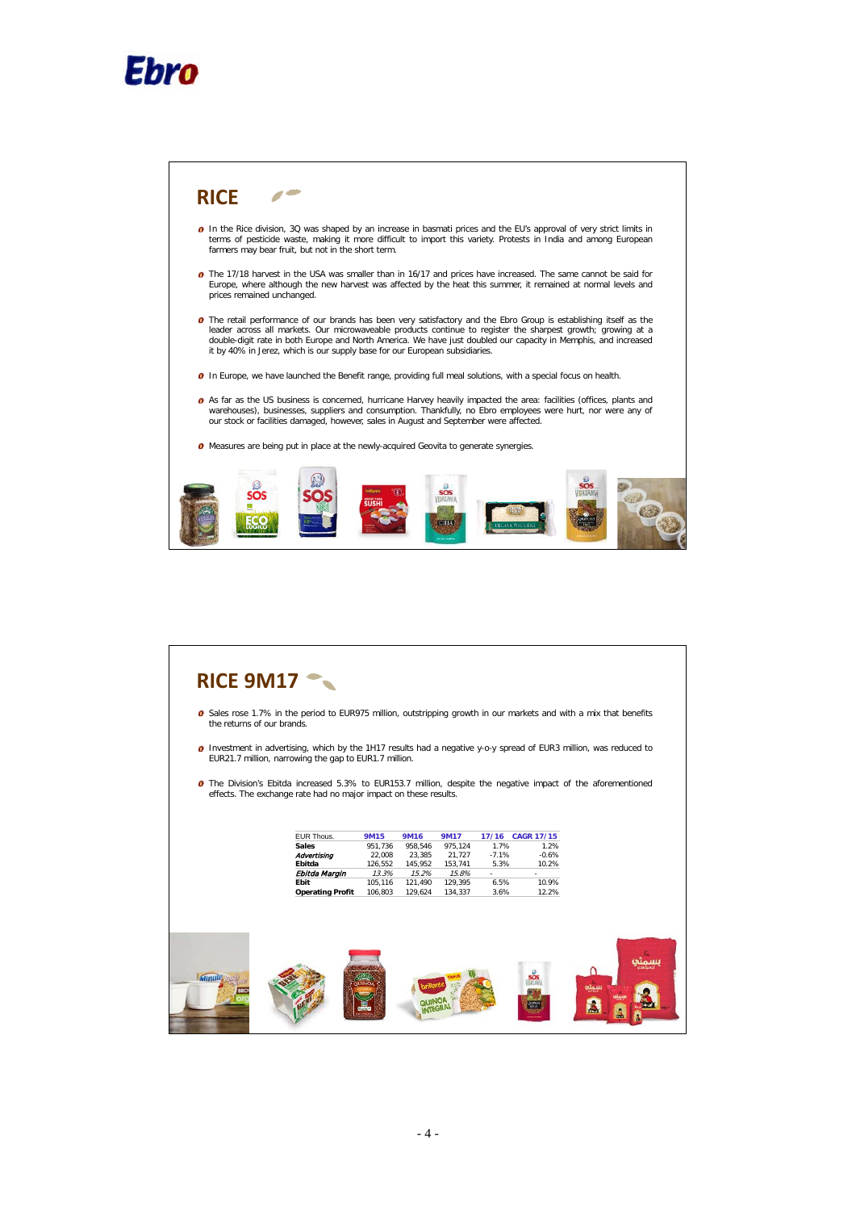## RICE

- In the Rice division, 3Q was shaped by an increase in basmati prices and the EU's approval of very strict limits in terms of pesticide waste, making it more difficult to import this variety. Protests in India and among European farmers may bear fruit, but not in the short term.
- The 17/18 harvest in the USA was smaller than in 16/17 and prices have increased. The same cannot be said for Europe, where although the new harvest was affected by the heat this summer, it remained at normal levels and prices remained unchanged.
- The retail performance of our brands has been very satisfactory and the Ebro Group is establishing itself as the leader across all markets. Our microwaveable products continue to register the sharpest growth; growing at a double-digit rate in both Europe and North America. We have just doubled our capacity in Memphis, and increased it by 40% in Jerez, which is our supply base for our European subsidiaries.
- In Europe, we have launched the Benefit range, providing full meal solutions, with a special focus on health.
- As far as the US business is concerned, hurricane Harvey heavily impacted the area: facilities (offices, plants and warehouses), businesses, suppliers and consumption. Thankfully, no Ebro employees were hurt, nor were any of our stock or facilities damaged, however, sales in August and September were affected.
- Measures are being put in place at the newly-acquired Geovita to generate synergies.

## RICE 9M17

- Sales rose 1.7% in the period to EUR975 million, outstripping growth in our markets and with a mix that benefits the returns of our brands.
- Investment in advertising, which by the 1H17 results had a negative y-o-y spread of EUR3 million, was reduced to EUR21.7 million, narrowing the gap to EUR1.7 million.
- The Division's Ebitda increased 5.3% to EUR153.7 million, despite the negative impact of the aforementioned effects. The exchange rate had no major impact on these results.

| EUR Thous. | 9M15 | 9M16 | 9M17 | 17/16 | CAGR 17/15 |
|---|---|---|---|---|---|
| **Sales** | 951,736 | 958,546 | 975,124 | 1.7% | 1.2% |
| *Advertising* | 22,008 | 23,385 | 21,727 | -7.1% | -0.6% |
| **Ebitda** | 126,552 | 145,952 | 153,741 | 5.3% | 10.2% |
| *Ebitda Margin* | *13.3%* | *15.2%* | *15.8%* | - | - |
| **Ebit** | 105,116 | 121,490 | 129,395 | 6.5% | 10.9% |
| **Operating Profit** | 106,803 | 129,624 | 134,337 | 3.6% | 12.2% |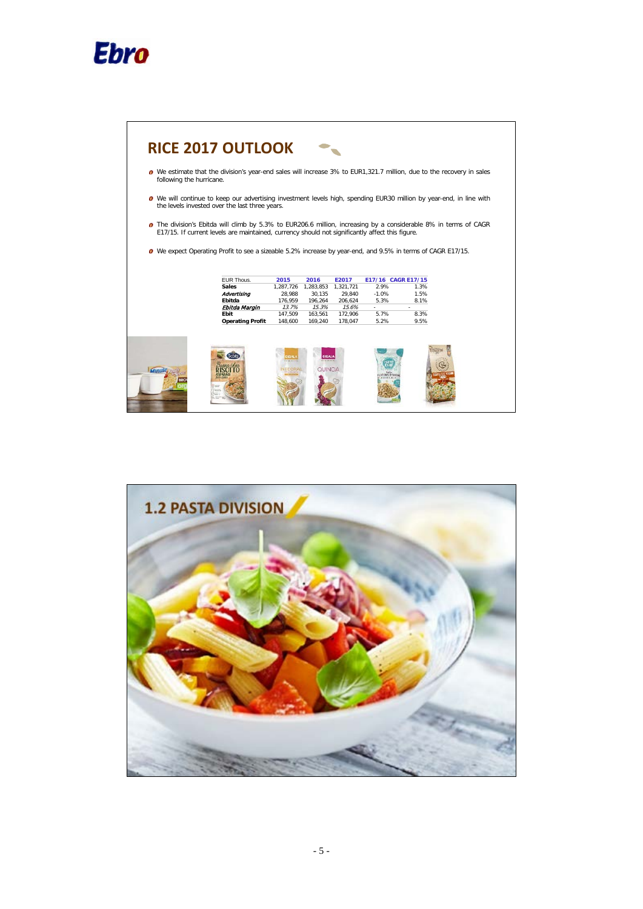## RICE 2017 OUTLOOK

- We estimate that the division's year-end sales will increase 3% to EUR1,321.7 million, due to the recovery in sales following the hurricane.
- We will continue to keep our advertising investment levels high, spending EUR30 million by year-end, in line with the levels invested over the last three years.
- The division's Ebitda will climb by 5.3% to EUR206.6 million, increasing by a considerable 8% in terms of CAGR E17/15. If current levels are maintained, currency should not significantly affect this figure.
- We expect Operating Profit to see a sizeable 5.2% increase by year-end, and 9.5% in terms of CAGR E17/15.

| EUR Thous. | 2015 | 2016 | E2017 | E17/16 | CAGR E17/15 |
|---|---|---|---|---|---|
| **Sales** | 1,287,726 | 1,283,853 | 1,321,721 | 2.9% | 1.3% |
| ***Advertising*** | 28,988 | 30,135 | 29,840 | -1.0% | 1.5% |
| **Ebitda** | 176,959 | 196,264 | 206,624 | 5.3% | 8.1% |
| ***Ebitda Margin*** | *13.7%* | *15.3%* | *15.6%* | - | - |
| **Ebit** | 147,509 | 163,561 | 172,906 | 5.7% | 8.3% |
| **Operating Profit** | 148,600 | 169,240 | 178,047 | 5.2% | 9.5% |

## 1.2 PASTA DIVISION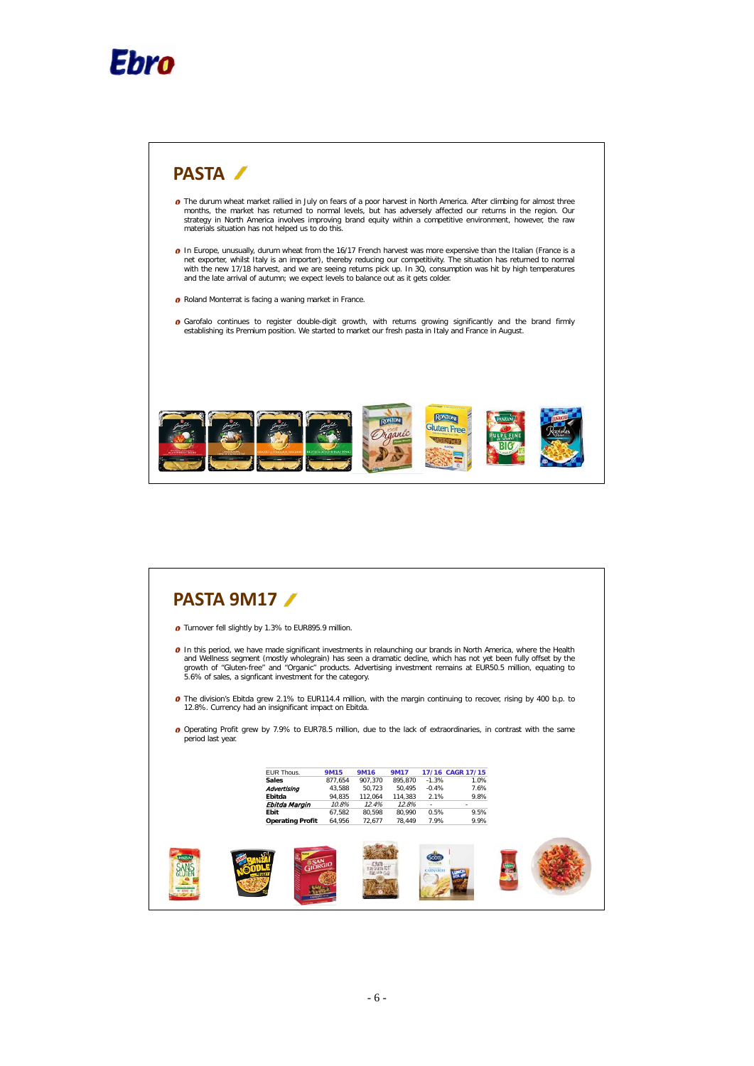## PASTA

- The durum wheat market rallied in July on fears of a poor harvest in North America. After climbing for almost three months, the market has returned to normal levels, but has adversely affected our returns in the region. Our strategy in North America involves improving brand equity within a competitive environment, however, the raw materials situation has not helped us to do this.

- In Europe, unusually, durum wheat from the 16/17 French harvest was more expensive than the Italian (France is a net exporter, whilst Italy is an importer), thereby reducing our competitivity. The situation has returned to normal with the new 17/18 harvest, and we are seeing returns pick up. In 3Q, consumption was hit by high temperatures and the late arrival of autumn; we expect levels to balance out as it gets colder.

- Roland Monterrat is facing a waning market in France.

- Garofalo continues to register double-digit growth, with returns growing significantly and the brand firmly establishing its Premium position. We started to market our fresh pasta in Italy and France in August.

## PASTA 9M17

- Turnover fell slightly by 1.3% to EUR895.9 million.

- In this period, we have made significant investments in relaunching our brands in North America, where the Health and Wellness segment (mostly wholegrain) has seen a dramatic decline, which has not yet been fully offset by the growth of "Gluten-free" and "Organic" products. Advertising investment remains at EUR50.5 million, equating to 5.6% of sales, a signficant investment for the category.

- The division's Ebitda grew 2.1% to EUR114.4 million, with the margin continuing to recover, rising by 400 b.p. to 12.8%. Currency had an insignificant impact on Ebitda.

- Operating Profit grew by 7.9% to EUR78.5 million, due to the lack of extraordinaries, in contrast with the same period last year.

| EUR Thous. | 9M15 | 9M16 | 9M17 | 17/16 | CAGR 17/15 |
|---|---|---|---|---|---|
| **Sales** | 877,654 | 907,370 | 895,870 | -1.3% | 1.0% |
| ***Advertising*** | 43,588 | 50,723 | 50,495 | -0.4% | 7.6% |
| **Ebitda** | 94,835 | 112,064 | 114,383 | 2.1% | 9.8% |
| ***Ebitda Margin*** | *10.8%* | *12.4%* | *12.8%* | - | - |
| **Ebit** | 67,582 | 80,598 | 80,990 | 0.5% | 9.5% |
| **Operating Profit** | 64,956 | 72,677 | 78,449 | 7.9% | 9.9% |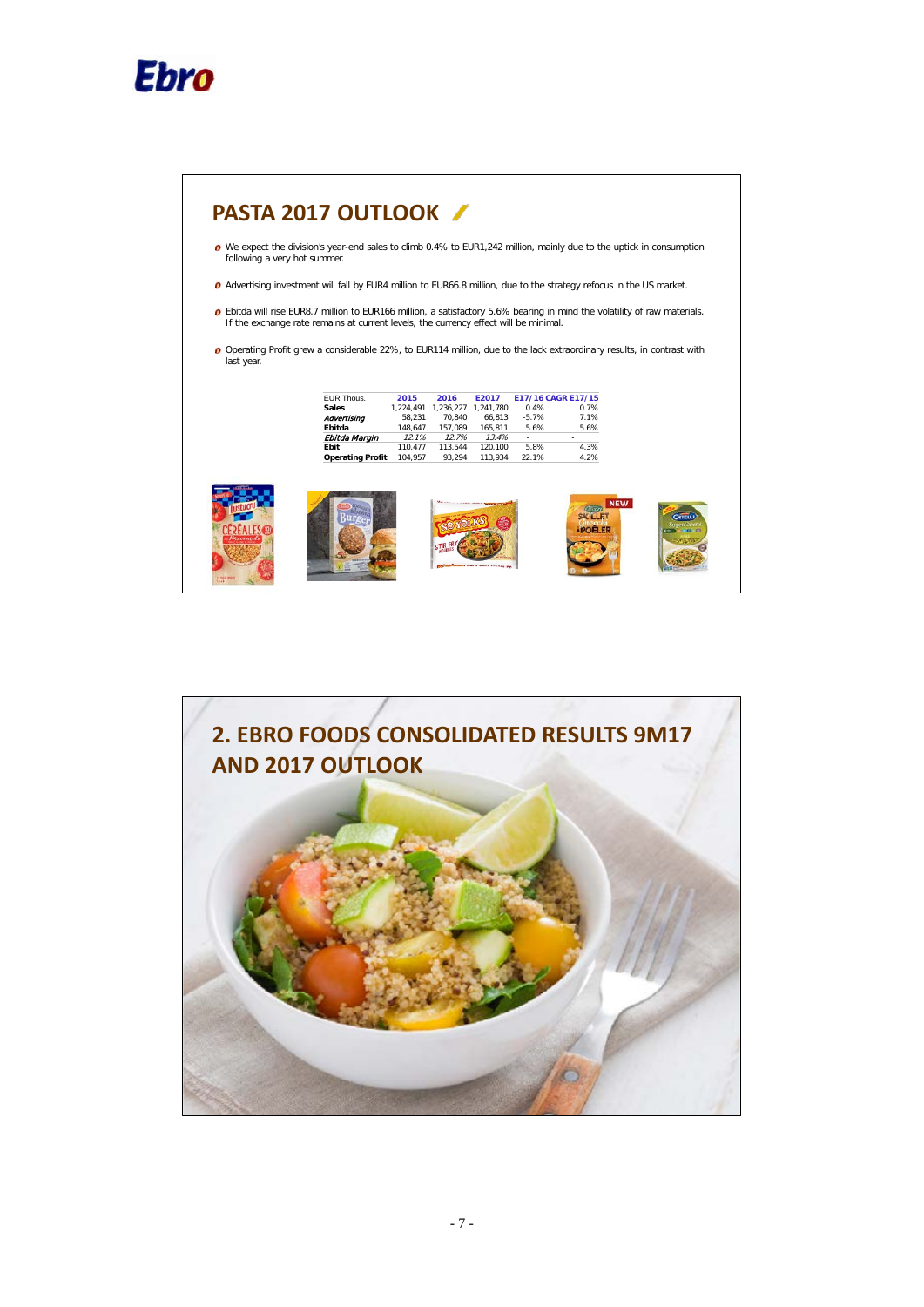## PASTA 2017 OUTLOOK

- We expect the division's year-end sales to climb 0.4% to EUR1,242 million, mainly due to the uptick in consumption following a very hot summer.
- Advertising investment will fall by EUR4 million to EUR66.8 million, due to the strategy refocus in the US market.
- Ebitda will rise EUR8.7 million to EUR166 million, a satisfactory 5.6% bearing in mind the volatility of raw materials. If the exchange rate remains at current levels, the currency effect will be minimal.
- Operating Profit grew a considerable 22%, to EUR114 million, due to the lack extraordinary results, in contrast with last year.

| EUR Thous. | 2015 | 2016 | E2017 | E17/16 | CAGR E17/15 |
|---|---|---|---|---|---|
| **Sales** | 1,224,491 | 1,236,227 | 1,241,780 | 0.4% | 0.7% |
| ***Advertising*** | 58,231 | 70,840 | 66,813 | -5.7% | 7.1% |
| **Ebitda** | 148,647 | 157,089 | 165,811 | 5.6% | 5.6% |
| ***Ebitda Margin*** | *12.1%* | *12.7%* | *13.4%* | - | - |
| **Ebit** | 110,477 | 113,544 | 120,100 | 5.8% | 4.3% |
| **Operating Profit** | 104,957 | 93,294 | 113,934 | 22.1% | 4.2% |

## 2. EBRO FOODS CONSOLIDATED RESULTS 9M17 AND 2017 OUTLOOK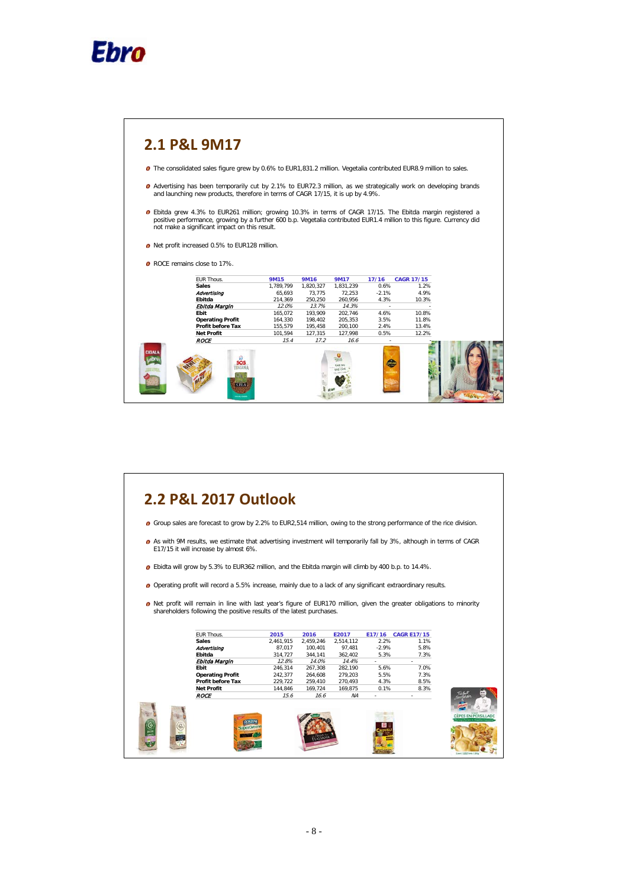## 2.1 P&L 9M17

- The consolidated sales figure grew by 0.6% to EUR1,831.2 million. Vegetalia contributed EUR8.9 million to sales.
- Advertising has been temporarily cut by 2.1% to EUR72.3 million, as we strategically work on developing brands and launching new products, therefore in terms of CAGR 17/15, it is up by 4.9%.
- Ebitda grew 4.3% to EUR261 million; growing 10.3% in terms of CAGR 17/15. The Ebitda margin registered a positive performance, growing by a further 600 b.p. Vegetalia contributed EUR1.4 million to this figure. Currency did not make a significant impact on this result.
- Net profit increased 0.5% to EUR128 million.
- ROCE remains close to 17%.

| EUR Thous. | 9M15 | 9M16 | 9M17 | 17/16 | CAGR 17/15 |
|---|---|---|---|---|---|
| **Sales** | 1,789,799 | 1,820,327 | 1,831,239 | 0.6% | 1.2% |
| ***Advertising*** | 65,693 | 73,775 | 72,253 | -2.1% | 4.9% |
| **Ebitda** | 214,369 | 250,250 | 260,956 | 4.3% | 10.3% |
| ***Ebitda Margin*** | *12.0%* | *13.7%* | *14.3%* | - | - |
| **Ebit** | 165,072 | 193,909 | 202,746 | 4.6% | 10.8% |
| **Operating Profit** | 164,330 | 198,402 | 205,353 | 3.5% | 11.8% |
| **Profit before Tax** | 155,579 | 195,458 | 200,100 | 2.4% | 13.4% |
| **Net Profit** | 101,594 | 127,315 | 127,998 | 0.5% | 12.2% |
| ***ROCE*** | *15.4* | *17.2* | *16.6* | - | - |

## 2.2 P&L 2017 Outlook

- Group sales are forecast to grow by 2.2% to EUR2,514 million, owing to the strong performance of the rice division.
- As with 9M results, we estimate that advertising investment will temporarily fall by 3%, although in terms of CAGR E17/15 it will increase by almost 6%.
- Ebitda will grow by 5.3% to EUR362 million, and the Ebitda margin will climb by 400 b.p. to 14.4%.
- Operating profit will record a 5.5% increase, mainly due to a lack of any significant extraordinary results.
- Net profit will remain in line with last year's figure of EUR170 million, given the greater obligations to minority shareholders following the positive results of the latest purchases.

| EUR Thous. | 2015 | 2016 | E2017 | E17/16 | CAGR E17/15 |
|---|---|---|---|---|---|
| **Sales** | 2,461,915 | 2,459,246 | 2,514,112 | 2.2% | 1.1% |
| ***Advertising*** | 87,017 | 100,401 | 97,481 | -2.9% | 5.8% |
| **Ebitda** | 314,727 | 344,141 | 362,402 | 5.3% | 7.3% |
| ***Ebitda Margin*** | *12.8%* | *14.0%* | *14.4%* | - | - |
| **Ebit** | 246,314 | 267,308 | 282,190 | 5.6% | 7.0% |
| **Operating Profit** | 242,377 | 264,608 | 279,203 | 5.5% | 7.3% |
| **Profit before Tax** | 229,722 | 259,410 | 270,493 | 4.3% | 8.5% |
| **Net Profit** | 144,846 | 169,724 | 169,875 | 0.1% | 8.3% |
| ***ROCE*** | *15.6* | *16.6* | *NA* | - | - |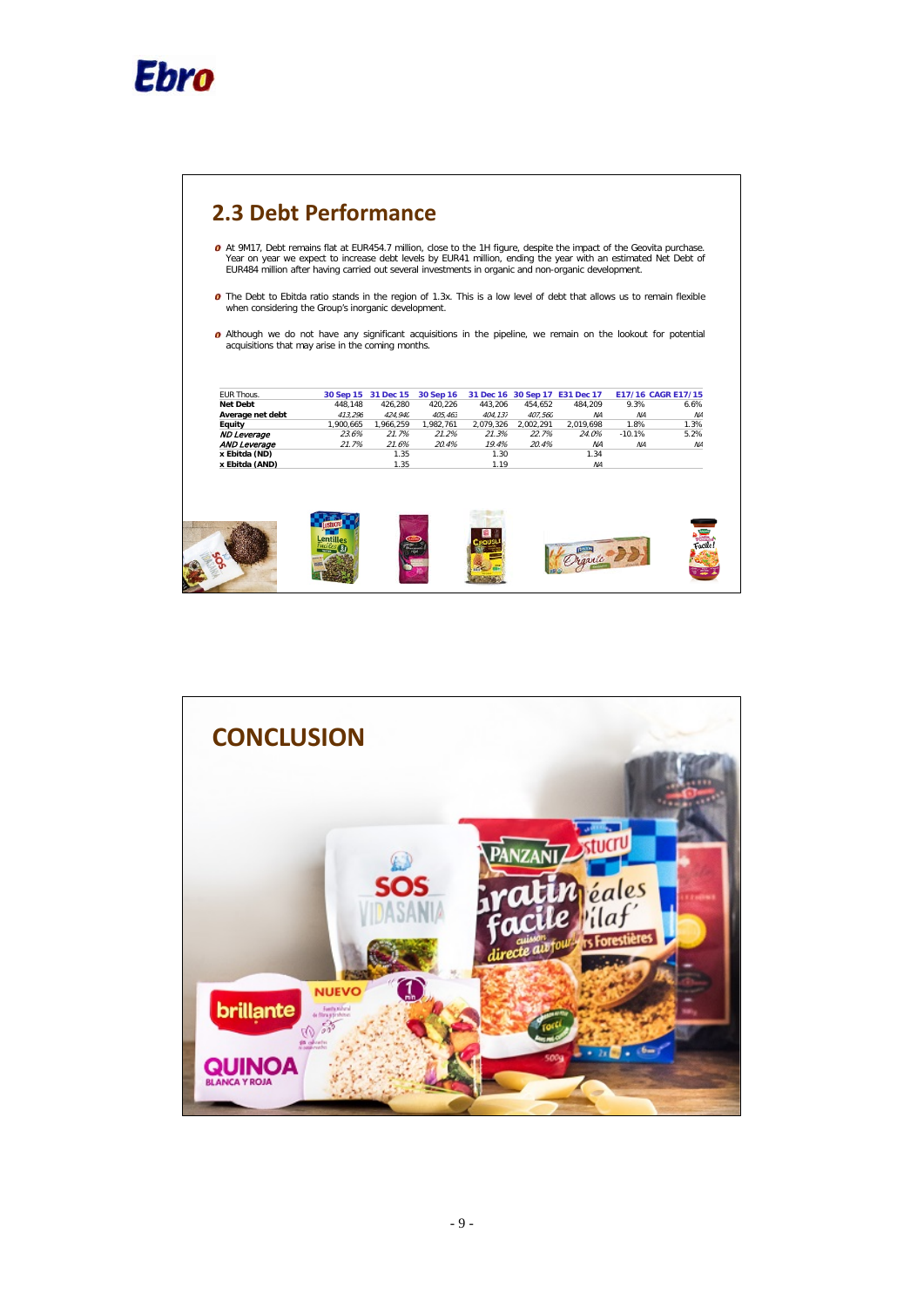## 2.3 Debt Performance

- At 9M17, Debt remains flat at EUR454.7 million, close to the 1H figure, despite the impact of the Geovita purchase. Year on year we expect to increase debt levels by EUR41 million, ending the year with an estimated Net Debt of EUR484 million after having carried out several investments in organic and non-organic development.

- The Debt to Ebitda ratio stands in the region of 1.3x. This is a low level of debt that allows us to remain flexible when considering the Group's inorganic development.

- Although we do not have any significant acquisitions in the pipeline, we remain on the lookout for potential acquisitions that may arise in the coming months.

| EUR Thous. | 30 Sep 15 | 31 Dec 15 | 30 Sep 16 | 31 Dec 16 | 30 Sep 17 | E31 Dec 17 | E17/16 | CAGR E17/15 |
|---|---|---|---|---|---|---|---|---|
| **Net Debt** | 448,148 | 426,280 | 420,226 | 443,206 | 454,652 | 484,209 | 9.3% | 6.6% |
| **Average net debt** | *413,296* | *424,940* | *405,463* | *404,137* | *407,566* | *NA* | *NA* | *NA* |
| **Equity** | 1,900,665 | 1,966,259 | 1,982,761 | 2,079,326 | 2,002,291 | 2,019,698 | 1.8% | 1.3% |
| ***ND Leverage*** | *23.6%* | *21.7%* | *21.2%* | *21.3%* | *22.7%* | *24.0%* | -10.1% | 5.2% |
| ***AND Leverage*** | *21.7%* | *21.6%* | *20.4%* | *19.4%* | *20.4%* | *NA* | *NA* | *NA* |
| **x Ebitda (ND)** | | 1.35 | | 1.30 | | 1.34 | | |
| **x Ebitda (AND)** | | 1.35 | | 1.19 | | *NA* | | |

## CONCLUSION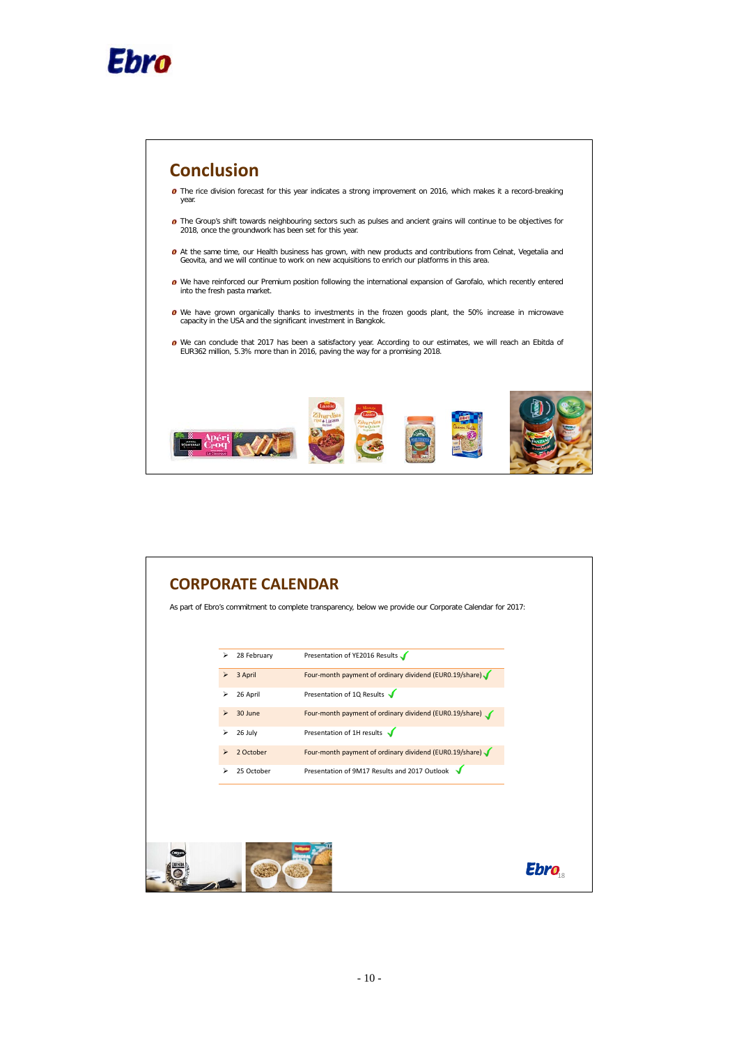## Conclusion

- The rice division forecast for this year indicates a strong improvement on 2016, which makes it a record-breaking year.
- The Group's shift towards neighbouring sectors such as pulses and ancient grains will continue to be objectives for 2018, once the groundwork has been set for this year.
- At the same time, our Health business has grown, with new products and contributions from Celnat, Vegetalia and Geovita, and we will continue to work on new acquisitions to enrich our platforms in this area.
- We have reinforced our Premium position following the international expansion of Garofalo, which recently entered into the fresh pasta market.
- We have grown organically thanks to investments in the frozen goods plant, the 50% increase in microwave capacity in the USA and the significant investment in Bangkok.
- We can conclude that 2017 has been a satisfactory year. According to our estimates, we will reach an Ebitda of EUR362 million, 5.3% more than in 2016, paving the way for a promising 2018.

## CORPORATE CALENDAR

As part of Ebro's commitment to complete transparency, below we provide our Corporate Calendar for 2017:

| Date | Event |
|---|---|
| 28 February | Presentation of YE2016 Results ✓ |
| 3 April | Four-month payment of ordinary dividend (EUR0.19/share) ✓ |
| 26 April | Presentation of 1Q Results ✓ |
| 30 June | Four-month payment of ordinary dividend (EUR0.19/share) ✓ |
| 26 July | Presentation of 1H results ✓ |
| 2 October | Four-month payment of ordinary dividend (EUR0.19/share) ✓ |
| 25 October | Presentation of 9M17 Results and 2017 Outlook ✓ |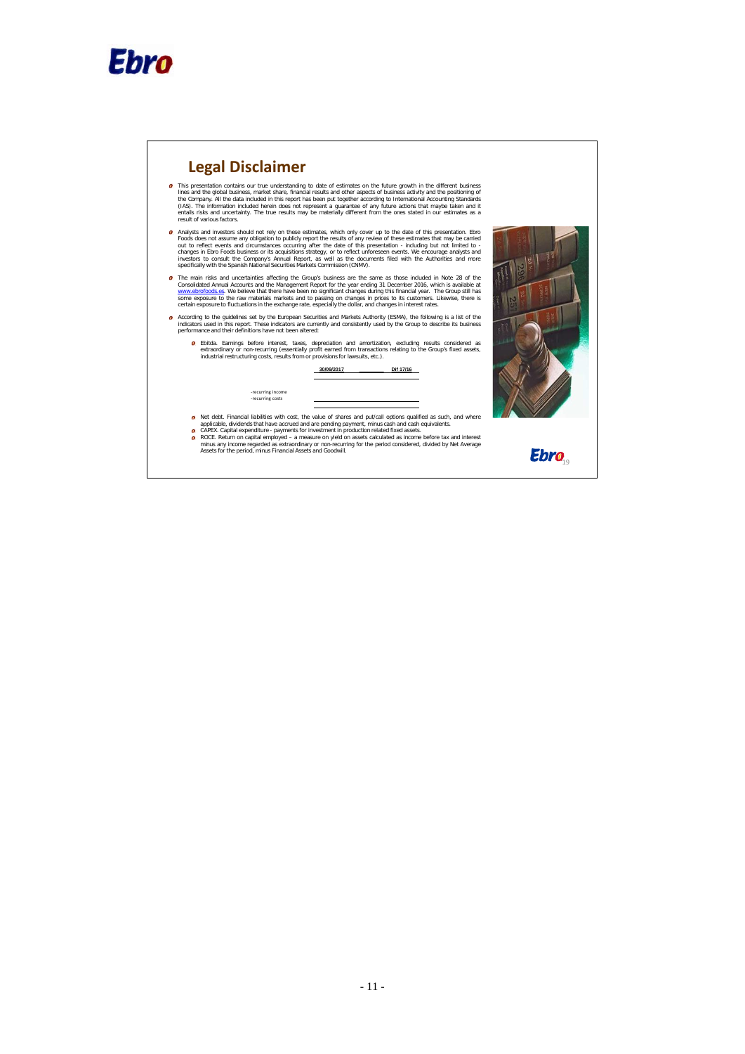# Legal Disclaimer

- This presentation contains our true understanding to date of estimates on the future growth in the different business lines and the global business, market share, financial results and other aspects of business activity and the positioning of the Company. All the data included in this report has been put together according to International Accounting Standards (IAS). The information included herein does not represent a guarantee of any future actions that maybe taken and it entails risks and uncertainty. The true results may be materially different from the ones stated in our estimates as a result of various factors.
- Analysts and investors should not rely on these estimates, which only cover up to the date of this presentation. Ebro Foods does not assume any obligation to publicly report the results of any review of these estimates that may be carried out to reflect events and circumstances occurring after the date of this presentation - including but not limited to - changes in Ebro Foods business or its acquisitions strategy, or to reflect unforeseen events. We encourage analysts and investors to consult the Company's Annual Report, as well as the documents filed with the Authorities and more specifically with the Spanish National Securities Markets Commission (CNMV).
- The main risks and uncertainties affecting the Group's business are the same as those included in Note 28 of the Consolidated Annual Accounts and the Management Report for the year ending 31 December 2016, which is available at www.ebrofoods.es. We believe that there have been no significant changes during this financial year. The Group still has some exposure to the raw materials markets and to passing on changes in prices to its customers. Likewise, there is certain exposure to fluctuations in the exchange rate, especially the dollar, and changes in interest rates.
- According to the guidelines set by the European Securities and Markets Authority (ESMA), the following is a list of the indicators used in this report. These indicators are currently and consistently used by the Group to describe its business performance and their definitions have not been altered:
  - Ebitda. Earnings before interest, taxes, depreciation and amortization, excluding results considered as extraordinary or non-recurring (essentially profit earned from transactions relating to the Group's fixed assets, industrial restructuring costs, results from or provisions for lawsuits, etc.).

| | 30/09/2017 | | Dif 17/16 |
|---|---|---|---|
| -recurring income | | | |
| -recurring costs | | | |

  - Net debt. Financial liabilities with cost, the value of shares and put/call options qualified as such, and where applicable, dividends that have accrued and are pending payment, minus cash and cash equivalents.
  - CAPEX. Capital expenditure - payments for investment in production related fixed assets.
  - ROCE. Return on capital employed – a measure on yield on assets calculated as income before tax and interest minus any income regarded as extraordinary or non-recurring for the period considered, divided by Net Average Assets for the period, minus Financial Assets and Goodwill.